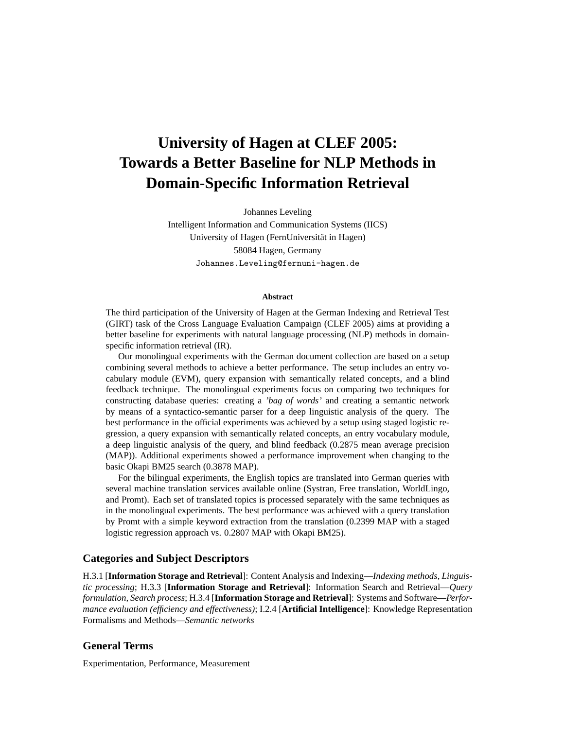# University of Hagen at CLEF 2005: Towards a Better Baseline for NLP Methods in Domain-Specific Information Retrieval

Johannes Leveling
Intelligent Information and Communication Systems (IICS)
University of Hagen (FernUniversität in Hagen)
58084 Hagen, Germany
`Johannes.Leveling@fernuni-hagen.de`

**Abstract**

The third participation of the University of Hagen at the German Indexing and Retrieval Test (GIRT) task of the Cross Language Evaluation Campaign (CLEF 2005) aims at providing a better baseline for experiments with natural language processing (NLP) methods in domain-specific information retrieval (IR).

Our monolingual experiments with the German document collection are based on a setup combining several methods to achieve a better performance. The setup includes an entry vocabulary module (EVM), query expansion with semantically related concepts, and a blind feedback technique. The monolingual experiments focus on comparing two techniques for constructing database queries: creating a *'bag of words'* and creating a semantic network by means of a syntactico-semantic parser for a deep linguistic analysis of the query. The best performance in the official experiments was achieved by a setup using staged logistic regression, a query expansion with semantically related concepts, an entry vocabulary module, a deep linguistic analysis of the query, and blind feedback (0.2875 mean average precision (MAP)). Additional experiments showed a performance improvement when changing to the basic Okapi BM25 search (0.3878 MAP).

For the bilingual experiments, the English topics are translated into German queries with several machine translation services available online (Systran, Free translation, WorldLingo, and Promt). Each set of translated topics is processed separately with the same techniques as in the monolingual experiments. The best performance was achieved with a query translation by Promt with a simple keyword extraction from the translation (0.2399 MAP with a staged logistic regression approach vs. 0.2807 MAP with Okapi BM25).

## Categories and Subject Descriptors

H.3.1 [**Information Storage and Retrieval**]: Content Analysis and Indexing—*Indexing methods, Linguistic processing*; H.3.3 [**Information Storage and Retrieval**]: Information Search and Retrieval—*Query formulation, Search process*; H.3.4 [**Information Storage and Retrieval**]: Systems and Software—*Performance evaluation (efficiency and effectiveness)*; I.2.4 [**Artificial Intelligence**]: Knowledge Representation Formalisms and Methods—*Semantic networks*

## General Terms

Experimentation, Performance, Measurement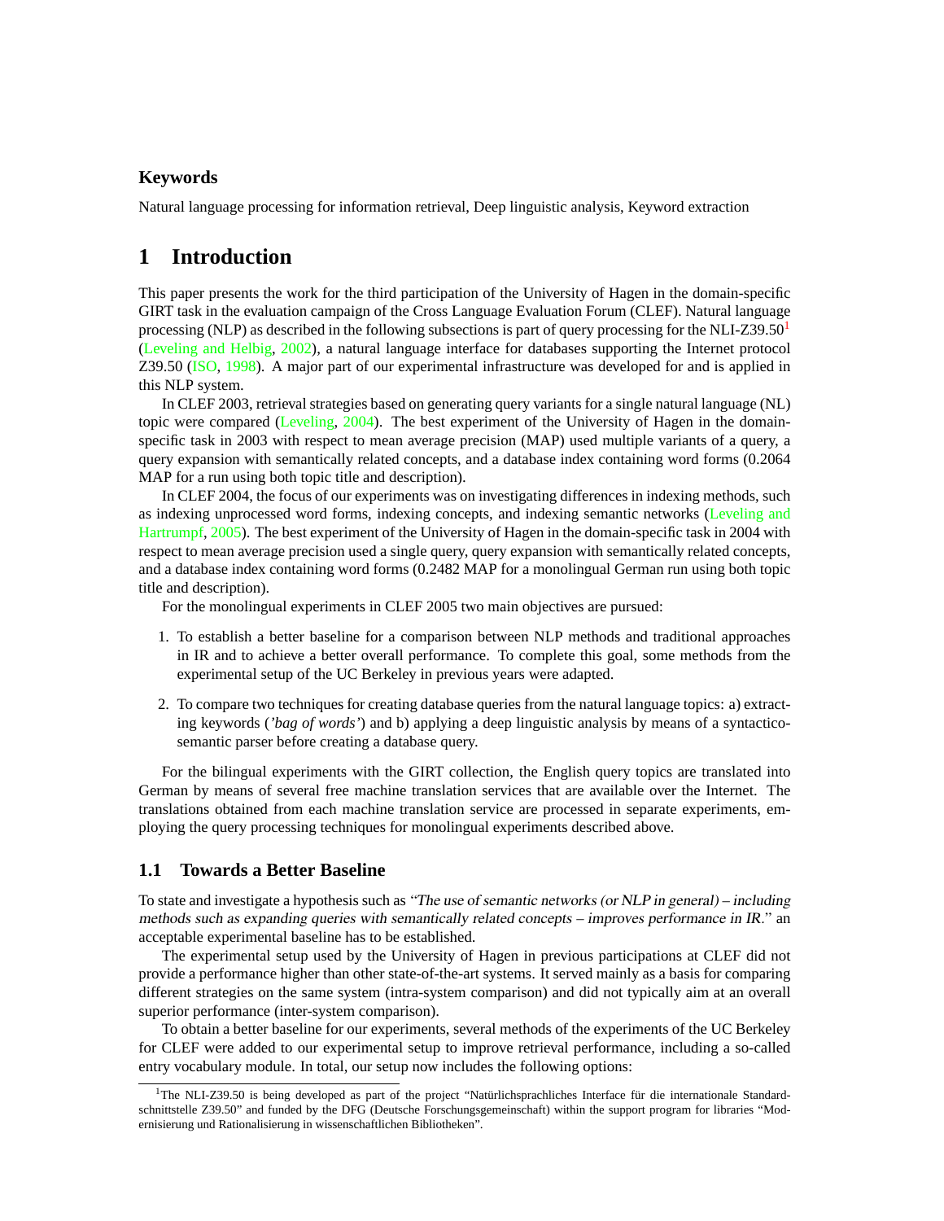### Keywords

Natural language processing for information retrieval, Deep linguistic analysis, Keyword extraction

## 1 Introduction

This paper presents the work for the third participation of the University of Hagen in the domain-specific GIRT task in the evaluation campaign of the Cross Language Evaluation Forum (CLEF). Natural language processing (NLP) as described in the following subsections is part of query processing for the NLI-Z39.50[1] (Leveling and Helbig, 2002), a natural language interface for databases supporting the Internet protocol Z39.50 (ISO, 1998). A major part of our experimental infrastructure was developed for and is applied in this NLP system.

In CLEF 2003, retrieval strategies based on generating query variants for a single natural language (NL) topic were compared (Leveling, 2004). The best experiment of the University of Hagen in the domain-specific task in 2003 with respect to mean average precision (MAP) used multiple variants of a query, a query expansion with semantically related concepts, and a database index containing word forms (0.2064 MAP for a run using both topic title and description).

In CLEF 2004, the focus of our experiments was on investigating differences in indexing methods, such as indexing unprocessed word forms, indexing concepts, and indexing semantic networks (Leveling and Hartrumpf, 2005). The best experiment of the University of Hagen in the domain-specific task in 2004 with respect to mean average precision used a single query, query expansion with semantically related concepts, and a database index containing word forms (0.2482 MAP for a monolingual German run using both topic title and description).

For the monolingual experiments in CLEF 2005 two main objectives are pursued:

1. To establish a better baseline for a comparison between NLP methods and traditional approaches in IR and to achieve a better overall performance. To complete this goal, some methods from the experimental setup of the UC Berkeley in previous years were adapted.

2. To compare two techniques for creating database queries from the natural language topics: a) extracting keywords (*'bag of words'*) and b) applying a deep linguistic analysis by means of a syntactico-semantic parser before creating a database query.

For the bilingual experiments with the GIRT collection, the English query topics are translated into German by means of several free machine translation services that are available over the Internet. The translations obtained from each machine translation service are processed in separate experiments, employing the query processing techniques for monolingual experiments described above.

### 1.1 Towards a Better Baseline

To state and investigate a hypothesis such as *"The use of semantic networks (or NLP in general) – including methods such as expanding queries with semantically related concepts – improves performance in IR."* an acceptable experimental baseline has to be established.

The experimental setup used by the University of Hagen in previous participations at CLEF did not provide a performance higher than other state-of-the-art systems. It served mainly as a basis for comparing different strategies on the same system (intra-system comparison) and did not typically aim at an overall superior performance (inter-system comparison).

To obtain a better baseline for our experiments, several methods of the experiments of the UC Berkeley for CLEF were added to our experimental setup to improve retrieval performance, including a so-called entry vocabulary module. In total, our setup now includes the following options:

[1] The NLI-Z39.50 is being developed as part of the project "Natürlichsprachliches Interface für die internationale Standardschnittstelle Z39.50" and funded by the DFG (Deutsche Forschungsgemeinschaft) within the support program for libraries "Modernisierung und Rationalisierung in wissenschaftlichen Bibliotheken".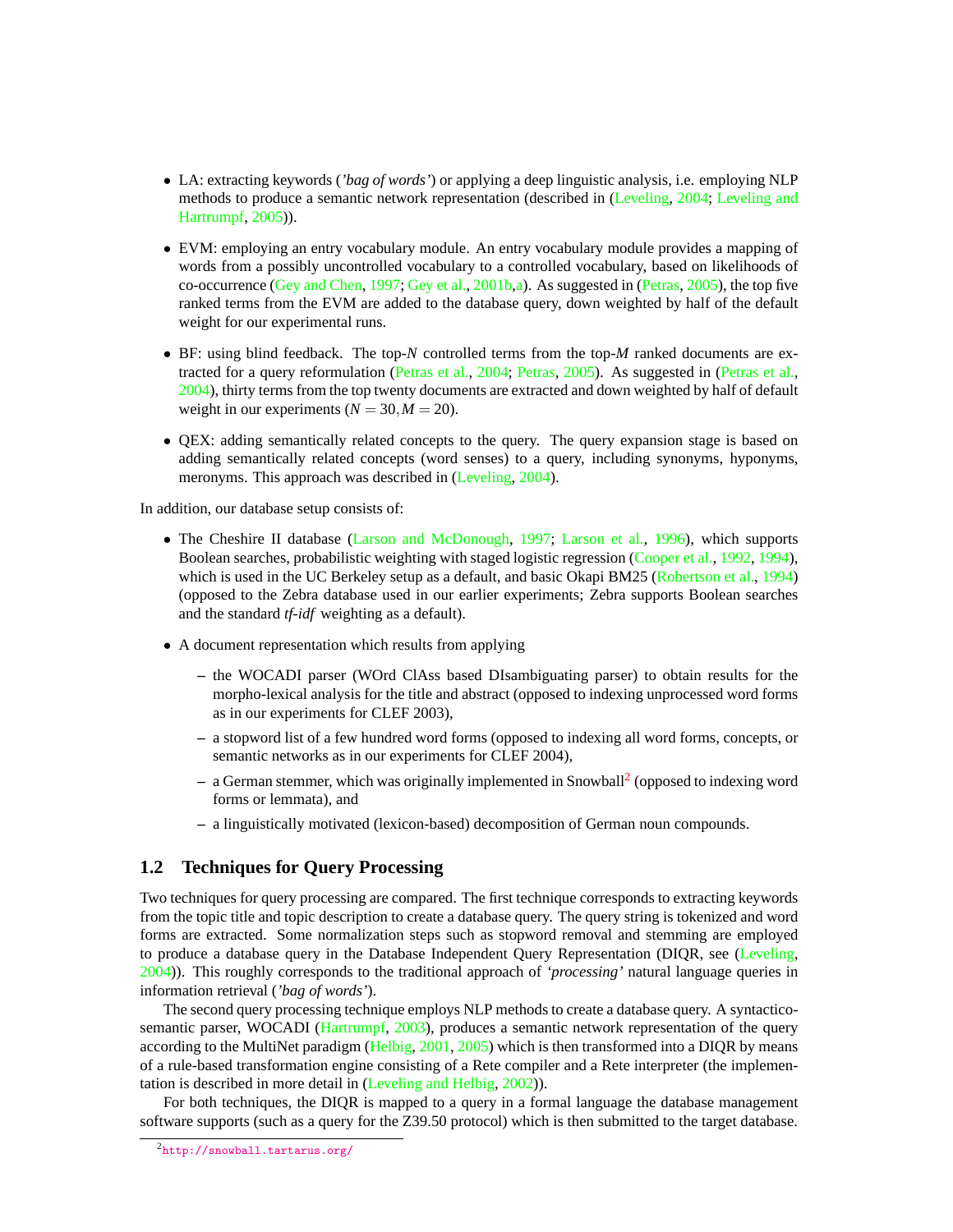- LA: extracting keywords (*'bag of words'*) or applying a deep linguistic analysis, i.e. employing NLP methods to produce a semantic network representation (described in (Leveling, 2004; Leveling and Hartrumpf, 2005)).

- EVM: employing an entry vocabulary module. An entry vocabulary module provides a mapping of words from a possibly uncontrolled vocabulary to a controlled vocabulary, based on likelihoods of co-occurrence (Gey and Chen, 1997; Gey et al., 2001b,a). As suggested in (Petras, 2005), the top five ranked terms from the EVM are added to the database query, down weighted by half of the default weight for our experimental runs.

- BF: using blind feedback. The top-*N* controlled terms from the top-*M* ranked documents are extracted for a query reformulation (Petras et al., 2004; Petras, 2005). As suggested in (Petras et al., 2004), thirty terms from the top twenty documents are extracted and down weighted by half of default weight in our experiments ($N = 30, M = 20$).

- QEX: adding semantically related concepts to the query. The query expansion stage is based on adding semantically related concepts (word senses) to a query, including synonyms, hyponyms, meronyms. This approach was described in (Leveling, 2004).

In addition, our database setup consists of:

- The Cheshire II database (Larson and McDonough, 1997; Larson et al., 1996), which supports Boolean searches, probabilistic weighting with staged logistic regression (Cooper et al., 1992, 1994), which is used in the UC Berkeley setup as a default, and basic Okapi BM25 (Robertson et al., 1994) (opposed to the Zebra database used in our earlier experiments; Zebra supports Boolean searches and the standard *tf-idf* weighting as a default).

- A document representation which results from applying
  - the WOCADI parser (WOrd ClAss based DIsambiguating parser) to obtain results for the morpho-lexical analysis for the title and abstract (opposed to indexing unprocessed word forms as in our experiments for CLEF 2003),
  - a stopword list of a few hundred word forms (opposed to indexing all word forms, concepts, or semantic networks as in our experiments for CLEF 2004),
  - a German stemmer, which was originally implemented in Snowball[2] (opposed to indexing word forms or lemmata), and
  - a linguistically motivated (lexicon-based) decomposition of German noun compounds.

## 1.2 Techniques for Query Processing

Two techniques for query processing are compared. The first technique corresponds to extracting keywords from the topic title and topic description to create a database query. The query string is tokenized and word forms are extracted. Some normalization steps such as stopword removal and stemming are employed to produce a database query in the Database Independent Query Representation (DIQR, see (Leveling, 2004)). This roughly corresponds to the traditional approach of *'processing'* natural language queries in information retrieval (*'bag of words'*).

The second query processing technique employs NLP methods to create a database query. A syntactico-semantic parser, WOCADI (Hartrumpf, 2003), produces a semantic network representation of the query according to the MultiNet paradigm (Helbig, 2001, 2005) which is then transformed into a DIQR by means of a rule-based transformation engine consisting of a Rete compiler and a Rete interpreter (the implementation is described in more detail in (Leveling and Helbig, 2002)).

For both techniques, the DIQR is mapped to a query in a formal language the database management software supports (such as a query for the Z39.50 protocol) which is then submitted to the target database.

[2] http://snowball.tartarus.org/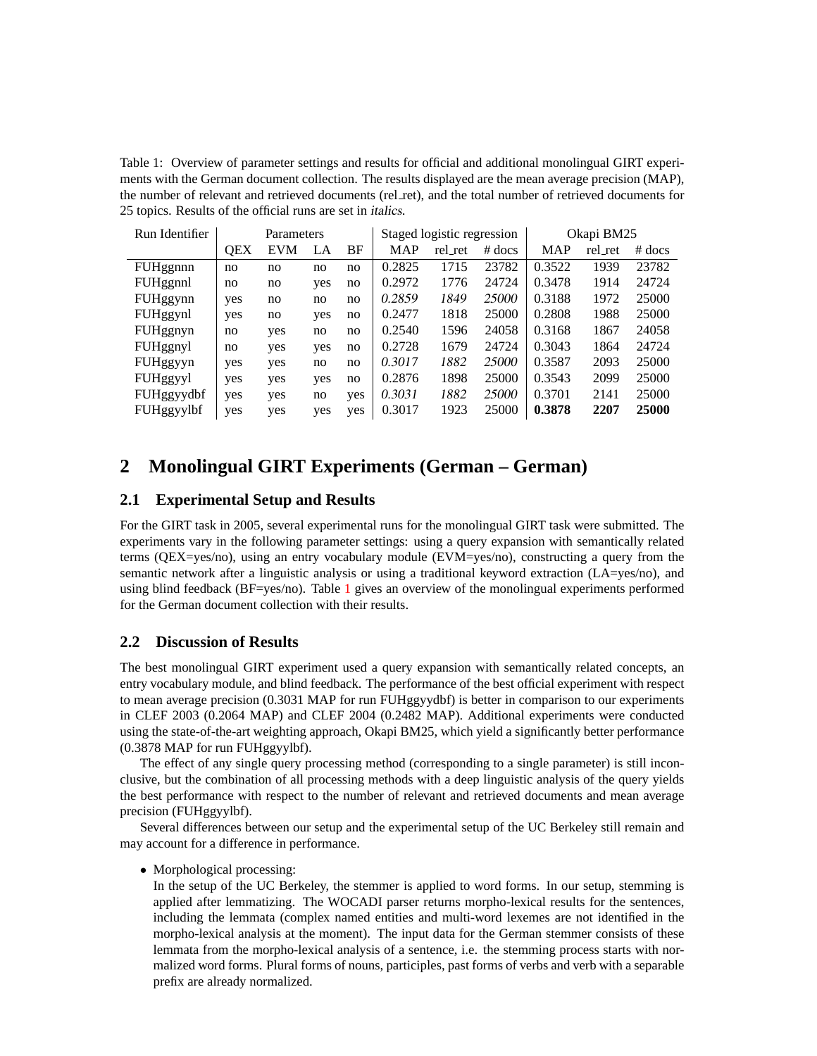Table 1: Overview of parameter settings and results for official and additional monolingual GIRT experiments with the German document collection. The results displayed are the mean average precision (MAP), the number of relevant and retrieved documents (rel_ret), and the total number of retrieved documents for 25 topics. Results of the official runs are set in *italics*.

| Run Identifier | Parameters | | | | Staged logistic regression | | | Okapi BM25 | | |
|---|---|---|---|---|---|---|---|---|---|---|
| | QEX | EVM | LA | BF | MAP | rel_ret | # docs | MAP | rel_ret | # docs |
| FUHggnnn | no | no | no | no | 0.2825 | 1715 | 23782 | 0.3522 | 1939 | 23782 |
| FUHggnnl | no | no | yes | no | 0.2972 | 1776 | 24724 | 0.3478 | 1914 | 24724 |
| FUHggynn | yes | no | no | no | *0.2859* | *1849* | *25000* | 0.3188 | 1972 | 25000 |
| FUHggynl | yes | no | yes | no | 0.2477 | 1818 | 25000 | 0.2808 | 1988 | 25000 |
| FUHggnyn | no | yes | no | no | 0.2540 | 1596 | 24058 | 0.3168 | 1867 | 24058 |
| FUHggnyl | no | yes | yes | no | 0.2728 | 1679 | 24724 | 0.3043 | 1864 | 24724 |
| FUHggyyn | yes | yes | no | no | *0.3017* | *1882* | *25000* | 0.3587 | 2093 | 25000 |
| FUHggyyl | yes | yes | yes | no | 0.2876 | 1898 | 25000 | 0.3543 | 2099 | 25000 |
| FUHggyydbf | yes | yes | no | yes | *0.3031* | *1882* | *25000* | 0.3701 | 2141 | 25000 |
| FUHggyylbf | yes | yes | yes | yes | 0.3017 | 1923 | 25000 | **0.3878** | **2207** | **25000** |

## 2 Monolingual GIRT Experiments (German – German)

### 2.1 Experimental Setup and Results

For the GIRT task in 2005, several experimental runs for the monolingual GIRT task were submitted. The experiments vary in the following parameter settings: using a query expansion with semantically related terms (QEX=yes/no), using an entry vocabulary module (EVM=yes/no), constructing a query from the semantic network after a linguistic analysis or using a traditional keyword extraction (LA=yes/no), and using blind feedback (BF=yes/no). Table 1 gives an overview of the monolingual experiments performed for the German document collection with their results.

### 2.2 Discussion of Results

The best monolingual GIRT experiment used a query expansion with semantically related concepts, an entry vocabulary module, and blind feedback. The performance of the best official experiment with respect to mean average precision (0.3031 MAP for run FUHggyydbf) is better in comparison to our experiments in CLEF 2003 (0.2064 MAP) and CLEF 2004 (0.2482 MAP). Additional experiments were conducted using the state-of-the-art weighting approach, Okapi BM25, which yield a significantly better performance (0.3878 MAP for run FUHggyylbf).

The effect of any single query processing method (corresponding to a single parameter) is still inconclusive, but the combination of all processing methods with a deep linguistic analysis of the query yields the best performance with respect to the number of relevant and retrieved documents and mean average precision (FUHggyylbf).

Several differences between our setup and the experimental setup of the UC Berkeley still remain and may account for a difference in performance.

- Morphological processing:
  In the setup of the UC Berkeley, the stemmer is applied to word forms. In our setup, stemming is applied after lemmatizing. The WOCADI parser returns morpho-lexical results for the sentences, including the lemmata (complex named entities and multi-word lexemes are not identified in the morpho-lexical analysis at the moment). The input data for the German stemmer consists of these lemmata from the morpho-lexical analysis of a sentence, i.e. the stemming process starts with normalized word forms. Plural forms of nouns, participles, past forms of verbs and verb with a separable prefix are already normalized.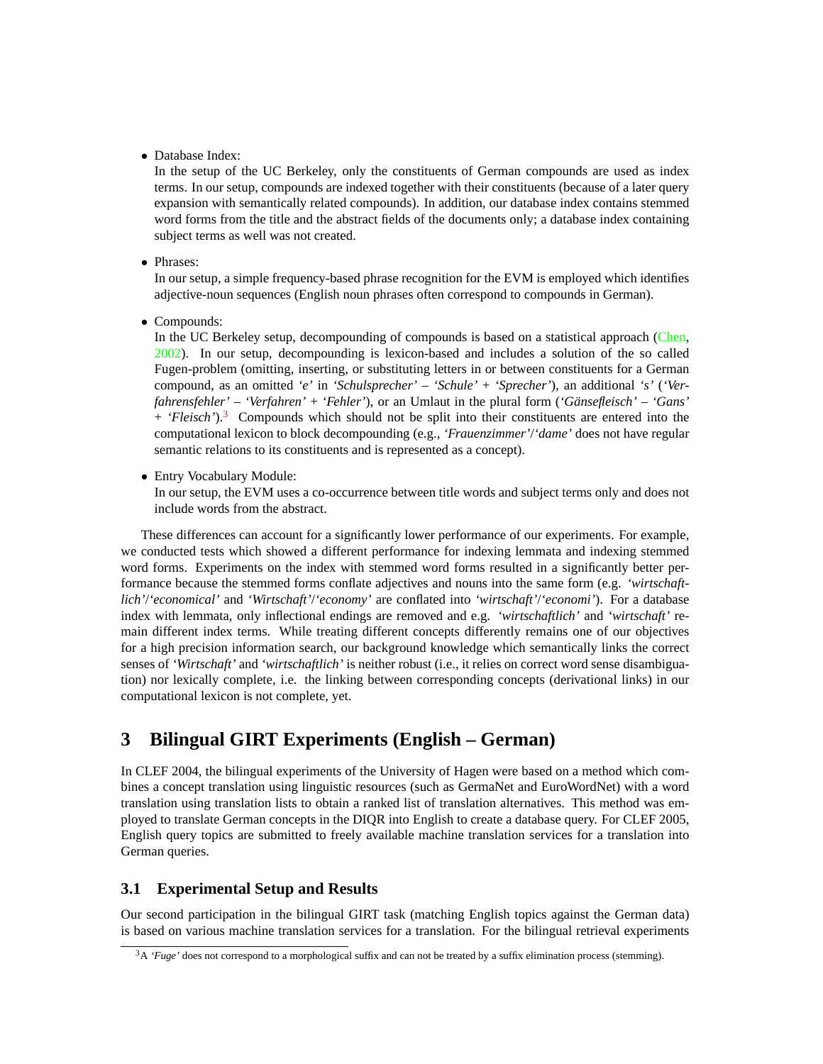- Database Index:
  In the setup of the UC Berkeley, only the constituents of German compounds are used as index terms. In our setup, compounds are indexed together with their constituents (because of a later query expansion with semantically related compounds). In addition, our database index contains stemmed word forms from the title and the abstract fields of the documents only; a database index containing subject terms as well was not created.

- Phrases:
  In our setup, a simple frequency-based phrase recognition for the EVM is employed which identifies adjective-noun sequences (English noun phrases often correspond to compounds in German).

- Compounds:
  In the UC Berkeley setup, decompounding of compounds is based on a statistical approach (Chen, 2002). In our setup, decompounding is lexicon-based and includes a solution of the so called Fugen-problem (omitting, inserting, or substituting letters in or between constituents for a German compound, as an omitted *'e'* in *'Schulsprecher'* – *'Schule'* + *'Sprecher'*), an additional *'s'* (*'Verfahrensfehler'* – *'Verfahren'* + *'Fehler'*), or an Umlaut in the plural form (*'Gänsefleisch'* – *'Gans'* + *'Fleisch'*).[3] Compounds which should not be split into their constituents are entered into the computational lexicon to block decompounding (e.g., *'Frauenzimmer'*/*'dame'* does not have regular semantic relations to its constituents and is represented as a concept).

- Entry Vocabulary Module:
  In our setup, the EVM uses a co-occurrence between title words and subject terms only and does not include words from the abstract.

These differences can account for a significantly lower performance of our experiments. For example, we conducted tests which showed a different performance for indexing lemmata and indexing stemmed word forms. Experiments on the index with stemmed word forms resulted in a significantly better performance because the stemmed forms conflate adjectives and nouns into the same form (e.g. *'wirtschaftlich'*/*'economical'* and *'Wirtschaft'*/*'economy'* are conflated into *'wirtschaft'*/*'economi'*). For a database index with lemmata, only inflectional endings are removed and e.g. *'wirtschaftlich'* and *'wirtschaft'* remain different index terms. While treating different concepts differently remains one of our objectives for a high precision information search, our background knowledge which semantically links the correct senses of *'Wirtschaft'* and *'wirtschaftlich'* is neither robust (i.e., it relies on correct word sense disambiguation) nor lexically complete, i.e. the linking between corresponding concepts (derivational links) in our computational lexicon is not complete, yet.

# 3 Bilingual GIRT Experiments (English – German)

In CLEF 2004, the bilingual experiments of the University of Hagen were based on a method which combines a concept translation using linguistic resources (such as GermaNet and EuroWordNet) with a word translation using translation lists to obtain a ranked list of translation alternatives. This method was employed to translate German concepts in the DIQR into English to create a database query. For CLEF 2005, English query topics are submitted to freely available machine translation services for a translation into German queries.

## 3.1 Experimental Setup and Results

Our second participation in the bilingual GIRT task (matching English topics against the German data) is based on various machine translation services for a translation. For the bilingual retrieval experiments

[3] A *'Fuge'* does not correspond to a morphological suffix and can not be treated by a suffix elimination process (stemming).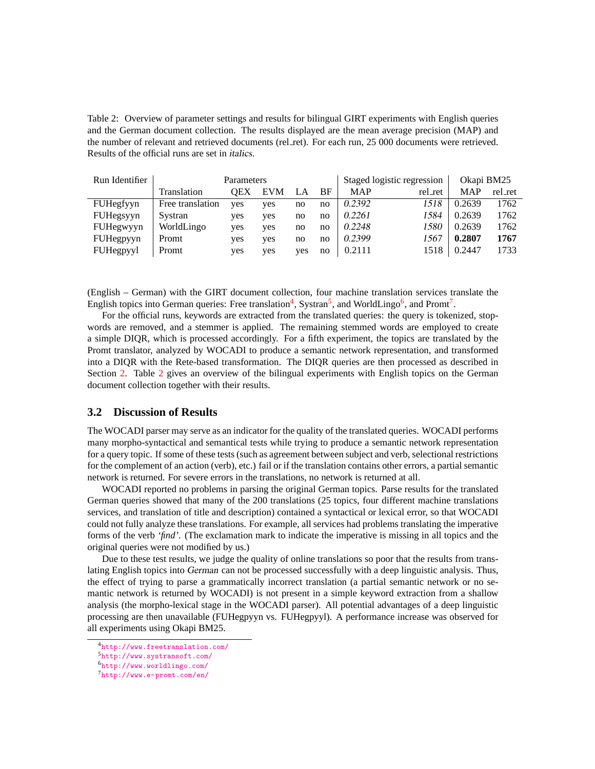Table 2: Overview of parameter settings and results for bilingual GIRT experiments with English queries and the German document collection. The results displayed are the mean average precision (MAP) and the number of relevant and retrieved documents (rel_ret). For each run, 25 000 documents were retrieved. Results of the official runs are set in *italics*.

| Run Identifier | Parameters | | | | | Staged logistic regression | | Okapi BM25 | |
|---|---|---|---|---|---|---|---|---|---|
| | Translation | QEX | EVM | LA | BF | MAP | rel_ret | MAP | rel_ret |
| FUHegfyyn | Free translation | yes | yes | no | no | *0.2392* | *1518* | 0.2639 | 1762 |
| FUHegsyyn | Systran | yes | yes | no | no | *0.2261* | *1584* | 0.2639 | 1762 |
| FUHegwyyn | WorldLingo | yes | yes | no | no | *0.2248* | *1580* | 0.2639 | 1762 |
| FUHegpyyn | Promt | yes | yes | no | no | *0.2399* | *1567* | **0.2807** | **1767** |
| FUHegpyyl | Promt | yes | yes | yes | no | 0.2111 | 1518 | 0.2447 | 1733 |

(English – German) with the GIRT document collection, four machine translation services translate the English topics into German queries: Free translation[4], Systran[5], and WorldLingo[6], and Promt[7].

For the official runs, keywords are extracted from the translated queries: the query is tokenized, stopwords are removed, and a stemmer is applied. The remaining stemmed words are employed to create a simple DIQR, which is processed accordingly. For a fifth experiment, the topics are translated by the Promt translator, analyzed by WOCADI to produce a semantic network representation, and transformed into a DIQR with the Rete-based transformation. The DIQR queries are then processed as described in Section 2. Table 2 gives an overview of the bilingual experiments with English topics on the German document collection together with their results.

### 3.2 Discussion of Results

The WOCADI parser may serve as an indicator for the quality of the translated queries. WOCADI performs many morpho-syntactical and semantical tests while trying to produce a semantic network representation for a query topic. If some of these tests (such as agreement between subject and verb, selectional restrictions for the complement of an action (verb), etc.) fail or if the translation contains other errors, a partial semantic network is returned. For severe errors in the translations, no network is returned at all.

WOCADI reported no problems in parsing the original German topics. Parse results for the translated German queries showed that many of the 200 translations (25 topics, four different machine translations services, and translation of title and description) contained a syntactical or lexical error, so that WOCADI could not fully analyze these translations. For example, all services had problems translating the imperative forms of the verb '*find*'. (The exclamation mark to indicate the imperative is missing in all topics and the original queries were not modified by us.)

Due to these test results, we judge the quality of online translations so poor that the results from translating English topics into *German* can not be processed successfully with a deep linguistic analysis. Thus, the effect of trying to parse a grammatically incorrect translation (a partial semantic network or no semantic network is returned by WOCADI) is not present in a simple keyword extraction from a shallow analysis (the morpho-lexical stage in the WOCADI parser). All potential advantages of a deep linguistic processing are then unavailable (FUHegpyyn vs. FUHegpyyl). A performance increase was observed for all experiments using Okapi BM25.

[4] http://www.freetranslation.com/

[5] http://www.systransoft.com/

[6] http://www.worldlingo.com/

[7] http://www.e-promt.com/en/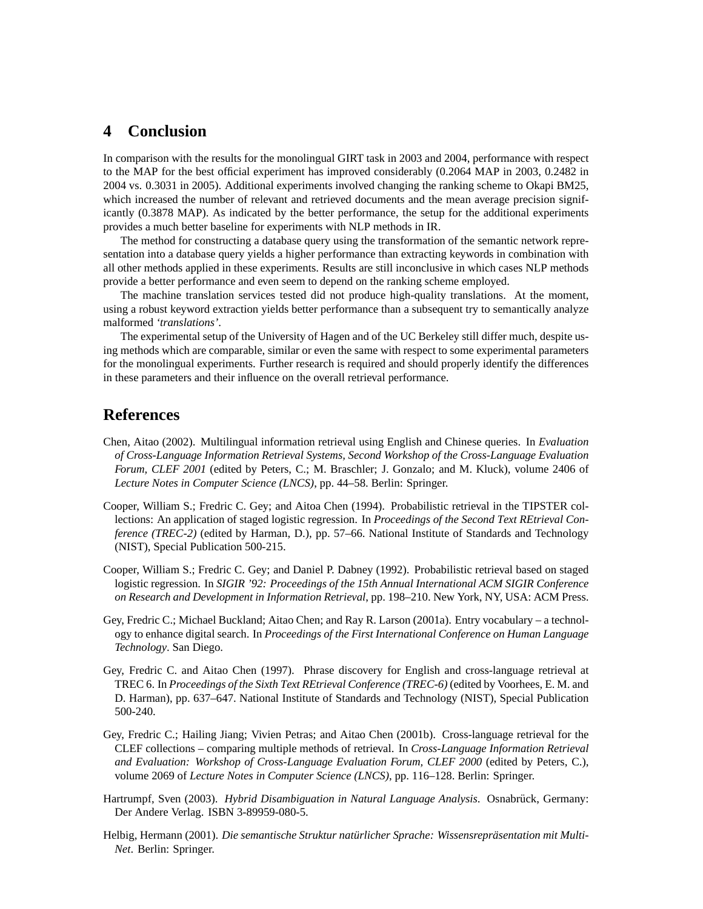## 4 Conclusion

In comparison with the results for the monolingual GIRT task in 2003 and 2004, performance with respect to the MAP for the best official experiment has improved considerably (0.2064 MAP in 2003, 0.2482 in 2004 vs. 0.3031 in 2005). Additional experiments involved changing the ranking scheme to Okapi BM25, which increased the number of relevant and retrieved documents and the mean average precision significantly (0.3878 MAP). As indicated by the better performance, the setup for the additional experiments provides a much better baseline for experiments with NLP methods in IR.

The method for constructing a database query using the transformation of the semantic network representation into a database query yields a higher performance than extracting keywords in combination with all other methods applied in these experiments. Results are still inconclusive in which cases NLP methods provide a better performance and even seem to depend on the ranking scheme employed.

The machine translation services tested did not produce high-quality translations. At the moment, using a robust keyword extraction yields better performance than a subsequent try to semantically analyze malformed *'translations'*.

The experimental setup of the University of Hagen and of the UC Berkeley still differ much, despite using methods which are comparable, similar or even the same with respect to some experimental parameters for the monolingual experiments. Further research is required and should properly identify the differences in these parameters and their influence on the overall retrieval performance.

## References

Chen, Aitao (2002). Multilingual information retrieval using English and Chinese queries. In *Evaluation of Cross-Language Information Retrieval Systems, Second Workshop of the Cross-Language Evaluation Forum, CLEF 2001* (edited by Peters, C.; M. Braschler; J. Gonzalo; and M. Kluck), volume 2406 of *Lecture Notes in Computer Science (LNCS)*, pp. 44–58. Berlin: Springer.

Cooper, William S.; Fredric C. Gey; and Aitoa Chen (1994). Probabilistic retrieval in the TIPSTER collections: An application of staged logistic regression. In *Proceedings of the Second Text REtrieval Conference (TREC-2)* (edited by Harman, D.), pp. 57–66. National Institute of Standards and Technology (NIST), Special Publication 500-215.

Cooper, William S.; Fredric C. Gey; and Daniel P. Dabney (1992). Probabilistic retrieval based on staged logistic regression. In *SIGIR '92: Proceedings of the 15th Annual International ACM SIGIR Conference on Research and Development in Information Retrieval*, pp. 198–210. New York, NY, USA: ACM Press.

Gey, Fredric C.; Michael Buckland; Aitao Chen; and Ray R. Larson (2001a). Entry vocabulary – a technology to enhance digital search. In *Proceedings of the First International Conference on Human Language Technology*. San Diego.

Gey, Fredric C. and Aitao Chen (1997). Phrase discovery for English and cross-language retrieval at TREC 6. In *Proceedings of the Sixth Text REtrieval Conference (TREC-6)* (edited by Voorhees, E. M. and D. Harman), pp. 637–647. National Institute of Standards and Technology (NIST), Special Publication 500-240.

Gey, Fredric C.; Hailing Jiang; Vivien Petras; and Aitao Chen (2001b). Cross-language retrieval for the CLEF collections – comparing multiple methods of retrieval. In *Cross-Language Information Retrieval and Evaluation: Workshop of Cross-Language Evaluation Forum, CLEF 2000* (edited by Peters, C.), volume 2069 of *Lecture Notes in Computer Science (LNCS)*, pp. 116–128. Berlin: Springer.

Hartrumpf, Sven (2003). *Hybrid Disambiguation in Natural Language Analysis*. Osnabrück, Germany: Der Andere Verlag. ISBN 3-89959-080-5.

Helbig, Hermann (2001). *Die semantische Struktur natürlicher Sprache: Wissensrepräsentation mit MultiNet*. Berlin: Springer.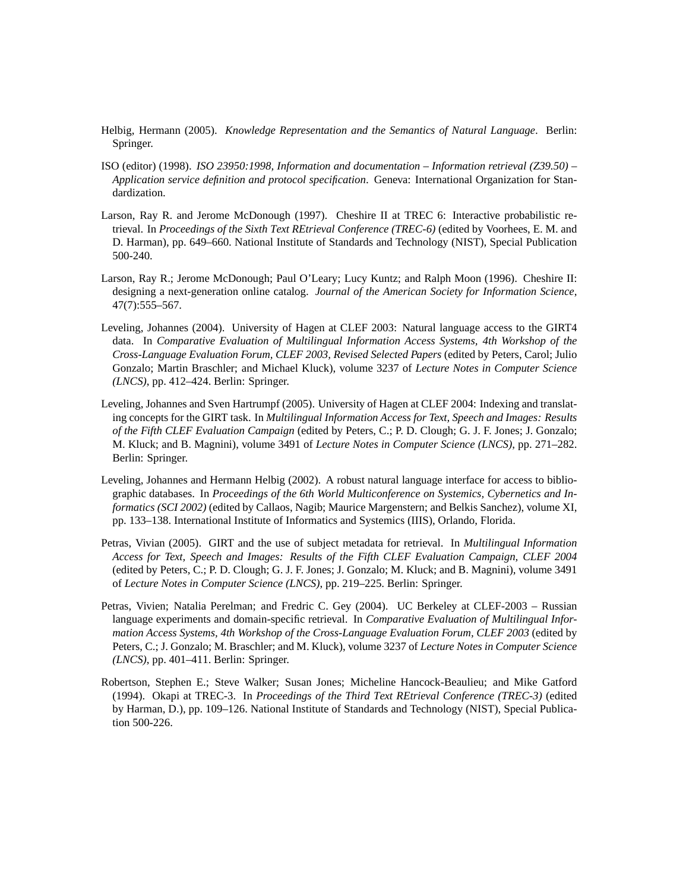Helbig, Hermann (2005). *Knowledge Representation and the Semantics of Natural Language*. Berlin: Springer.

ISO (editor) (1998). *ISO 23950:1998, Information and documentation – Information retrieval (Z39.50) – Application service definition and protocol specification*. Geneva: International Organization for Standardization.

Larson, Ray R. and Jerome McDonough (1997). Cheshire II at TREC 6: Interactive probabilistic retrieval. In *Proceedings of the Sixth Text REtrieval Conference (TREC-6)* (edited by Voorhees, E. M. and D. Harman), pp. 649–660. National Institute of Standards and Technology (NIST), Special Publication 500-240.

Larson, Ray R.; Jerome McDonough; Paul O'Leary; Lucy Kuntz; and Ralph Moon (1996). Cheshire II: designing a next-generation online catalog. *Journal of the American Society for Information Science*, 47(7):555–567.

Leveling, Johannes (2004). University of Hagen at CLEF 2003: Natural language access to the GIRT4 data. In *Comparative Evaluation of Multilingual Information Access Systems, 4th Workshop of the Cross-Language Evaluation Forum, CLEF 2003, Revised Selected Papers* (edited by Peters, Carol; Julio Gonzalo; Martin Braschler; and Michael Kluck), volume 3237 of *Lecture Notes in Computer Science (LNCS)*, pp. 412–424. Berlin: Springer.

Leveling, Johannes and Sven Hartrumpf (2005). University of Hagen at CLEF 2004: Indexing and translating concepts for the GIRT task. In *Multilingual Information Access for Text, Speech and Images: Results of the Fifth CLEF Evaluation Campaign* (edited by Peters, C.; P. D. Clough; G. J. F. Jones; J. Gonzalo; M. Kluck; and B. Magnini), volume 3491 of *Lecture Notes in Computer Science (LNCS)*, pp. 271–282. Berlin: Springer.

Leveling, Johannes and Hermann Helbig (2002). A robust natural language interface for access to bibliographic databases. In *Proceedings of the 6th World Multiconference on Systemics, Cybernetics and Informatics (SCI 2002)* (edited by Callaos, Nagib; Maurice Margenstern; and Belkis Sanchez), volume XI, pp. 133–138. International Institute of Informatics and Systemics (IIIS), Orlando, Florida.

Petras, Vivian (2005). GIRT and the use of subject metadata for retrieval. In *Multilingual Information Access for Text, Speech and Images: Results of the Fifth CLEF Evaluation Campaign, CLEF 2004* (edited by Peters, C.; P. D. Clough; G. J. F. Jones; J. Gonzalo; M. Kluck; and B. Magnini), volume 3491 of *Lecture Notes in Computer Science (LNCS)*, pp. 219–225. Berlin: Springer.

Petras, Vivien; Natalia Perelman; and Fredric C. Gey (2004). UC Berkeley at CLEF-2003 – Russian language experiments and domain-specific retrieval. In *Comparative Evaluation of Multilingual Information Access Systems, 4th Workshop of the Cross-Language Evaluation Forum, CLEF 2003* (edited by Peters, C.; J. Gonzalo; M. Braschler; and M. Kluck), volume 3237 of *Lecture Notes in Computer Science (LNCS)*, pp. 401–411. Berlin: Springer.

Robertson, Stephen E.; Steve Walker; Susan Jones; Micheline Hancock-Beaulieu; and Mike Gatford (1994). Okapi at TREC-3. In *Proceedings of the Third Text REtrieval Conference (TREC-3)* (edited by Harman, D.), pp. 109–126. National Institute of Standards and Technology (NIST), Special Publication 500-226.